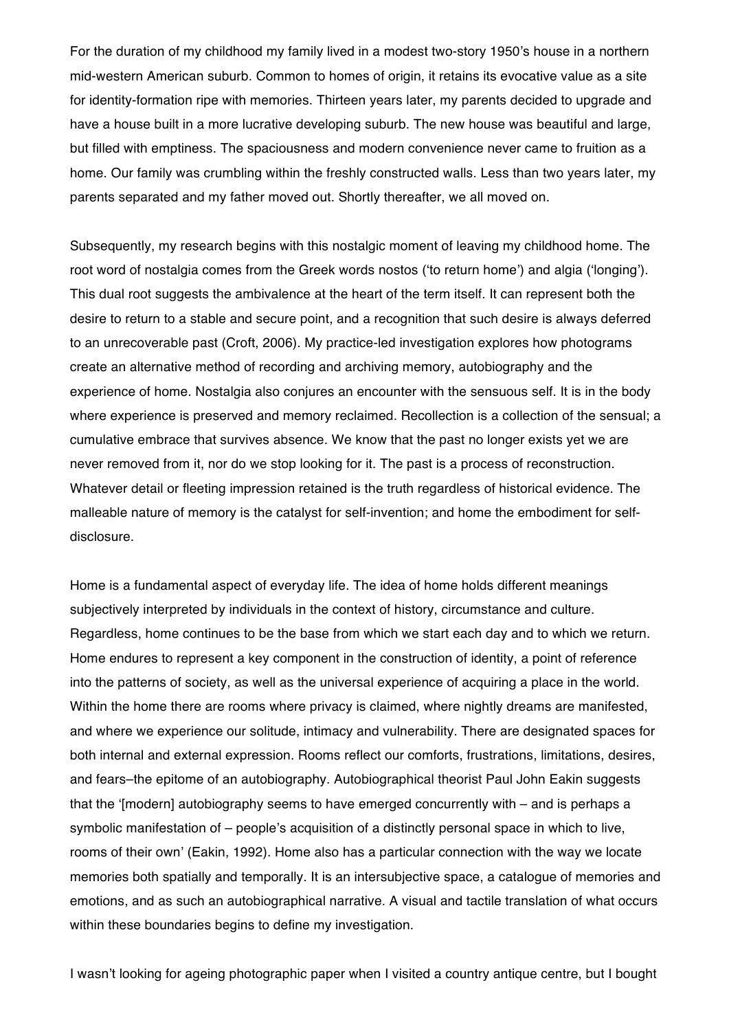For the duration of my childhood my family lived in a modest two-story 1950's house in a northern mid-western American suburb. Common to homes of origin, it retains its evocative value as a site for identity-formation ripe with memories. Thirteen years later, my parents decided to upgrade and have a house built in a more lucrative developing suburb. The new house was beautiful and large, but filled with emptiness. The spaciousness and modern convenience never came to fruition as a home. Our family was crumbling within the freshly constructed walls. Less than two years later, my parents separated and my father moved out. Shortly thereafter, we all moved on.

Subsequently, my research begins with this nostalgic moment of leaving my childhood home. The root word of nostalgia comes from the Greek words nostos ('to return home') and algia ('longing'). This dual root suggests the ambivalence at the heart of the term itself. It can represent both the desire to return to a stable and secure point, and a recognition that such desire is always deferred to an unrecoverable past (Croft, 2006). My practice-led investigation explores how photograms create an alternative method of recording and archiving memory, autobiography and the experience of home. Nostalgia also conjures an encounter with the sensuous self. It is in the body where experience is preserved and memory reclaimed. Recollection is a collection of the sensual; a cumulative embrace that survives absence. We know that the past no longer exists yet we are never removed from it, nor do we stop looking for it. The past is a process of reconstruction. Whatever detail or fleeting impression retained is the truth regardless of historical evidence. The malleable nature of memory is the catalyst for self-invention; and home the embodiment for self-disclosure.

Home is a fundamental aspect of everyday life. The idea of home holds different meanings subjectively interpreted by individuals in the context of history, circumstance and culture. Regardless, home continues to be the base from which we start each day and to which we return. Home endures to represent a key component in the construction of identity, a point of reference into the patterns of society, as well as the universal experience of acquiring a place in the world. Within the home there are rooms where privacy is claimed, where nightly dreams are manifested, and where we experience our solitude, intimacy and vulnerability. There are designated spaces for both internal and external expression. Rooms reflect our comforts, frustrations, limitations, desires, and fears–the epitome of an autobiography. Autobiographical theorist Paul John Eakin suggests that the '[modern] autobiography seems to have emerged concurrently with – and is perhaps a symbolic manifestation of – people's acquisition of a distinctly personal space in which to live, rooms of their own' (Eakin, 1992). Home also has a particular connection with the way we locate memories both spatially and temporally. It is an intersubjective space, a catalogue of memories and emotions, and as such an autobiographical narrative. A visual and tactile translation of what occurs within these boundaries begins to define my investigation.

I wasn't looking for ageing photographic paper when I visited a country antique centre, but I bought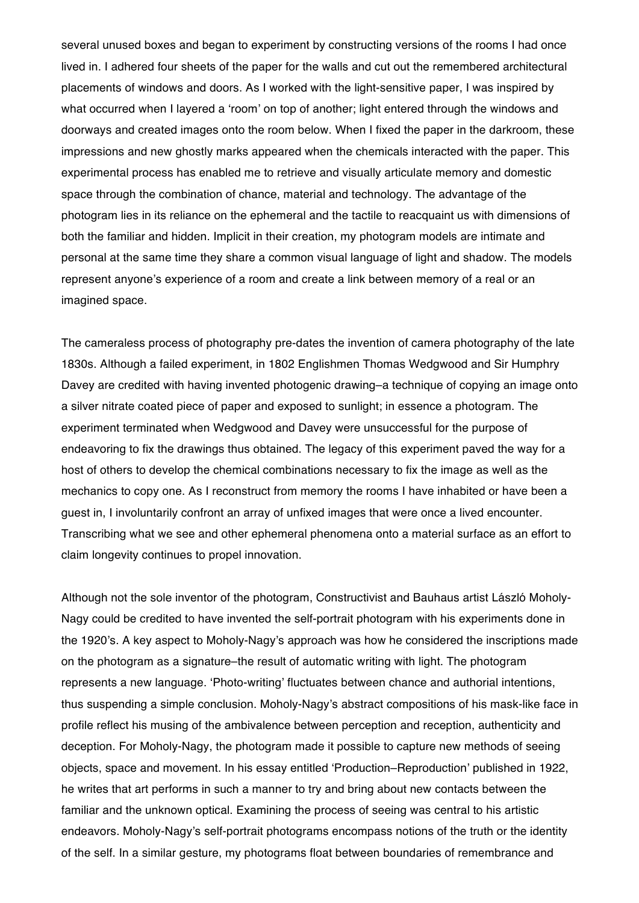several unused boxes and began to experiment by constructing versions of the rooms I had once lived in. I adhered four sheets of the paper for the walls and cut out the remembered architectural placements of windows and doors. As I worked with the light-sensitive paper, I was inspired by what occurred when I layered a 'room' on top of another; light entered through the windows and doorways and created images onto the room below. When I fixed the paper in the darkroom, these impressions and new ghostly marks appeared when the chemicals interacted with the paper. This experimental process has enabled me to retrieve and visually articulate memory and domestic space through the combination of chance, material and technology. The advantage of the photogram lies in its reliance on the ephemeral and the tactile to reacquaint us with dimensions of both the familiar and hidden. Implicit in their creation, my photogram models are intimate and personal at the same time they share a common visual language of light and shadow. The models represent anyone's experience of a room and create a link between memory of a real or an imagined space.

The cameraless process of photography pre-dates the invention of camera photography of the late 1830s. Although a failed experiment, in 1802 Englishmen Thomas Wedgwood and Sir Humphry Davey are credited with having invented photogenic drawing–a technique of copying an image onto a silver nitrate coated piece of paper and exposed to sunlight; in essence a photogram. The experiment terminated when Wedgwood and Davey were unsuccessful for the purpose of endeavoring to fix the drawings thus obtained. The legacy of this experiment paved the way for a host of others to develop the chemical combinations necessary to fix the image as well as the mechanics to copy one. As I reconstruct from memory the rooms I have inhabited or have been a guest in, I involuntarily confront an array of unfixed images that were once a lived encounter. Transcribing what we see and other ephemeral phenomena onto a material surface as an effort to claim longevity continues to propel innovation.

Although not the sole inventor of the photogram, Constructivist and Bauhaus artist László Moholy-Nagy could be credited to have invented the self-portrait photogram with his experiments done in the 1920's. A key aspect to Moholy-Nagy's approach was how he considered the inscriptions made on the photogram as a signature–the result of automatic writing with light. The photogram represents a new language. 'Photo-writing' fluctuates between chance and authorial intentions, thus suspending a simple conclusion. Moholy-Nagy's abstract compositions of his mask-like face in profile reflect his musing of the ambivalence between perception and reception, authenticity and deception. For Moholy-Nagy, the photogram made it possible to capture new methods of seeing objects, space and movement. In his essay entitled 'Production–Reproduction' published in 1922, he writes that art performs in such a manner to try and bring about new contacts between the familiar and the unknown optical. Examining the process of seeing was central to his artistic endeavors. Moholy-Nagy's self-portrait photograms encompass notions of the truth or the identity of the self. In a similar gesture, my photograms float between boundaries of remembrance and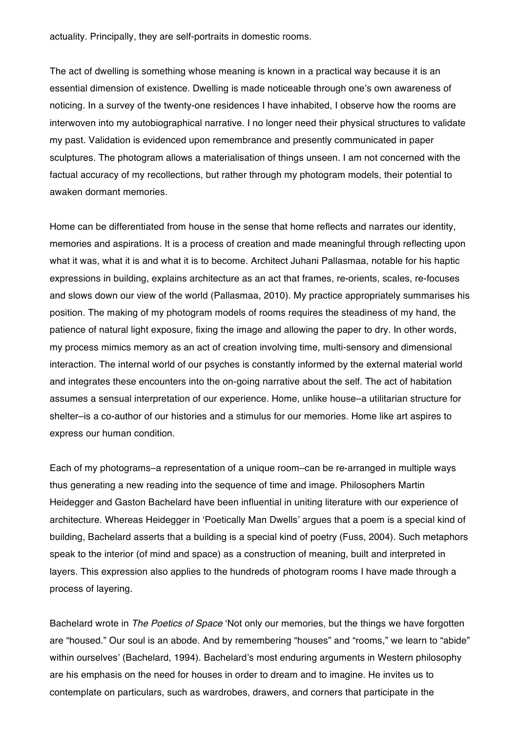actuality. Principally, they are self-portraits in domestic rooms.

The act of dwelling is something whose meaning is known in a practical way because it is an essential dimension of existence. Dwelling is made noticeable through one's own awareness of noticing. In a survey of the twenty-one residences I have inhabited, I observe how the rooms are interwoven into my autobiographical narrative. I no longer need their physical structures to validate my past. Validation is evidenced upon remembrance and presently communicated in paper sculptures. The photogram allows a materialisation of things unseen. I am not concerned with the factual accuracy of my recollections, but rather through my photogram models, their potential to awaken dormant memories.

Home can be differentiated from house in the sense that home reflects and narrates our identity, memories and aspirations. It is a process of creation and made meaningful through reflecting upon what it was, what it is and what it is to become. Architect Juhani Pallasmaa, notable for his haptic expressions in building, explains architecture as an act that frames, re-orients, scales, re-focuses and slows down our view of the world (Pallasmaa, 2010). My practice appropriately summarises his position. The making of my photogram models of rooms requires the steadiness of my hand, the patience of natural light exposure, fixing the image and allowing the paper to dry. In other words, my process mimics memory as an act of creation involving time, multi-sensory and dimensional interaction. The internal world of our psyches is constantly informed by the external material world and integrates these encounters into the on-going narrative about the self. The act of habitation assumes a sensual interpretation of our experience. Home, unlike house–a utilitarian structure for shelter–is a co-author of our histories and a stimulus for our memories. Home like art aspires to express our human condition.

Each of my photograms–a representation of a unique room–can be re-arranged in multiple ways thus generating a new reading into the sequence of time and image. Philosophers Martin Heidegger and Gaston Bachelard have been influential in uniting literature with our experience of architecture. Whereas Heidegger in 'Poetically Man Dwells' argues that a poem is a special kind of building, Bachelard asserts that a building is a special kind of poetry (Fuss, 2004). Such metaphors speak to the interior (of mind and space) as a construction of meaning, built and interpreted in layers. This expression also applies to the hundreds of photogram rooms I have made through a process of layering.

Bachelard wrote in *The Poetics of Space* 'Not only our memories, but the things we have forgotten are "housed." Our soul is an abode. And by remembering "houses" and "rooms," we learn to "abide" within ourselves' (Bachelard, 1994). Bachelard's most enduring arguments in Western philosophy are his emphasis on the need for houses in order to dream and to imagine. He invites us to contemplate on particulars, such as wardrobes, drawers, and corners that participate in the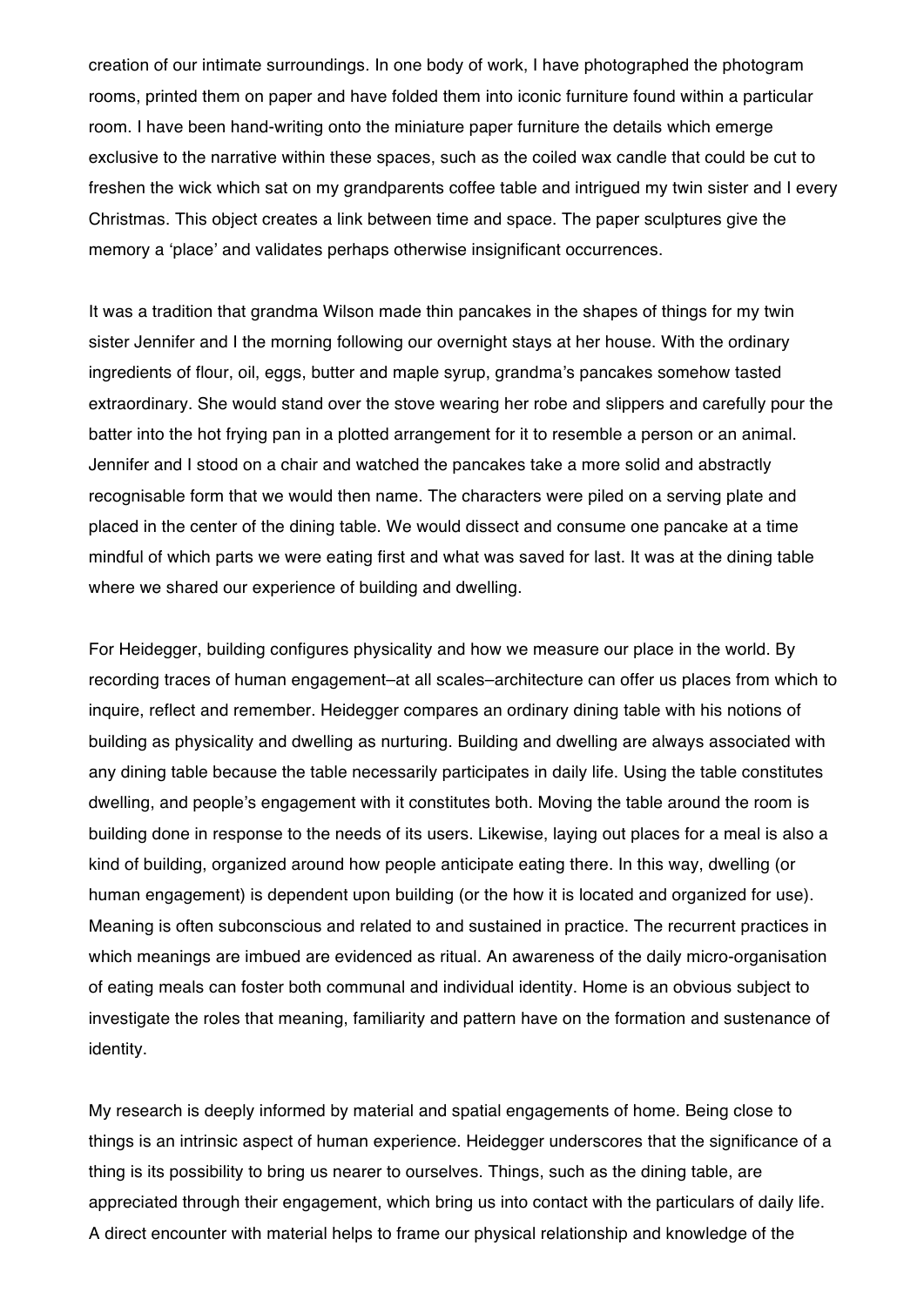creation of our intimate surroundings. In one body of work, I have photographed the photogram rooms, printed them on paper and have folded them into iconic furniture found within a particular room. I have been hand-writing onto the miniature paper furniture the details which emerge exclusive to the narrative within these spaces, such as the coiled wax candle that could be cut to freshen the wick which sat on my grandparents coffee table and intrigued my twin sister and I every Christmas. This object creates a link between time and space. The paper sculptures give the memory a 'place' and validates perhaps otherwise insignificant occurrences.

It was a tradition that grandma Wilson made thin pancakes in the shapes of things for my twin sister Jennifer and I the morning following our overnight stays at her house. With the ordinary ingredients of flour, oil, eggs, butter and maple syrup, grandma's pancakes somehow tasted extraordinary. She would stand over the stove wearing her robe and slippers and carefully pour the batter into the hot frying pan in a plotted arrangement for it to resemble a person or an animal. Jennifer and I stood on a chair and watched the pancakes take a more solid and abstractly recognisable form that we would then name. The characters were piled on a serving plate and placed in the center of the dining table. We would dissect and consume one pancake at a time mindful of which parts we were eating first and what was saved for last. It was at the dining table where we shared our experience of building and dwelling.

For Heidegger, building configures physicality and how we measure our place in the world. By recording traces of human engagement–at all scales–architecture can offer us places from which to inquire, reflect and remember. Heidegger compares an ordinary dining table with his notions of building as physicality and dwelling as nurturing. Building and dwelling are always associated with any dining table because the table necessarily participates in daily life. Using the table constitutes dwelling, and people's engagement with it constitutes both. Moving the table around the room is building done in response to the needs of its users. Likewise, laying out places for a meal is also a kind of building, organized around how people anticipate eating there. In this way, dwelling (or human engagement) is dependent upon building (or the how it is located and organized for use). Meaning is often subconscious and related to and sustained in practice. The recurrent practices in which meanings are imbued are evidenced as ritual. An awareness of the daily micro-organisation of eating meals can foster both communal and individual identity. Home is an obvious subject to investigate the roles that meaning, familiarity and pattern have on the formation and sustenance of identity.

My research is deeply informed by material and spatial engagements of home. Being close to things is an intrinsic aspect of human experience. Heidegger underscores that the significance of a thing is its possibility to bring us nearer to ourselves. Things, such as the dining table, are appreciated through their engagement, which bring us into contact with the particulars of daily life. A direct encounter with material helps to frame our physical relationship and knowledge of the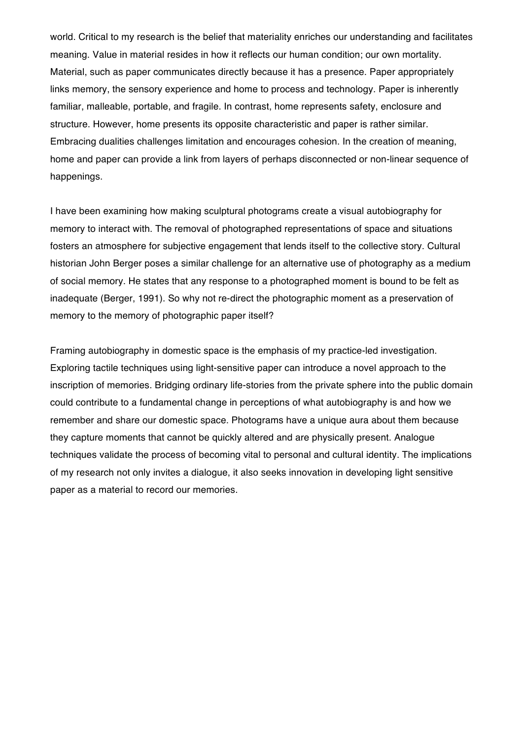world. Critical to my research is the belief that materiality enriches our understanding and facilitates meaning. Value in material resides in how it reflects our human condition; our own mortality. Material, such as paper communicates directly because it has a presence. Paper appropriately links memory, the sensory experience and home to process and technology. Paper is inherently familiar, malleable, portable, and fragile. In contrast, home represents safety, enclosure and structure. However, home presents its opposite characteristic and paper is rather similar. Embracing dualities challenges limitation and encourages cohesion. In the creation of meaning, home and paper can provide a link from layers of perhaps disconnected or non-linear sequence of happenings.

I have been examining how making sculptural photograms create a visual autobiography for memory to interact with. The removal of photographed representations of space and situations fosters an atmosphere for subjective engagement that lends itself to the collective story. Cultural historian John Berger poses a similar challenge for an alternative use of photography as a medium of social memory. He states that any response to a photographed moment is bound to be felt as inadequate (Berger, 1991). So why not re-direct the photographic moment as a preservation of memory to the memory of photographic paper itself?

Framing autobiography in domestic space is the emphasis of my practice-led investigation. Exploring tactile techniques using light-sensitive paper can introduce a novel approach to the inscription of memories. Bridging ordinary life-stories from the private sphere into the public domain could contribute to a fundamental change in perceptions of what autobiography is and how we remember and share our domestic space. Photograms have a unique aura about them because they capture moments that cannot be quickly altered and are physically present. Analogue techniques validate the process of becoming vital to personal and cultural identity. The implications of my research not only invites a dialogue, it also seeks innovation in developing light sensitive paper as a material to record our memories.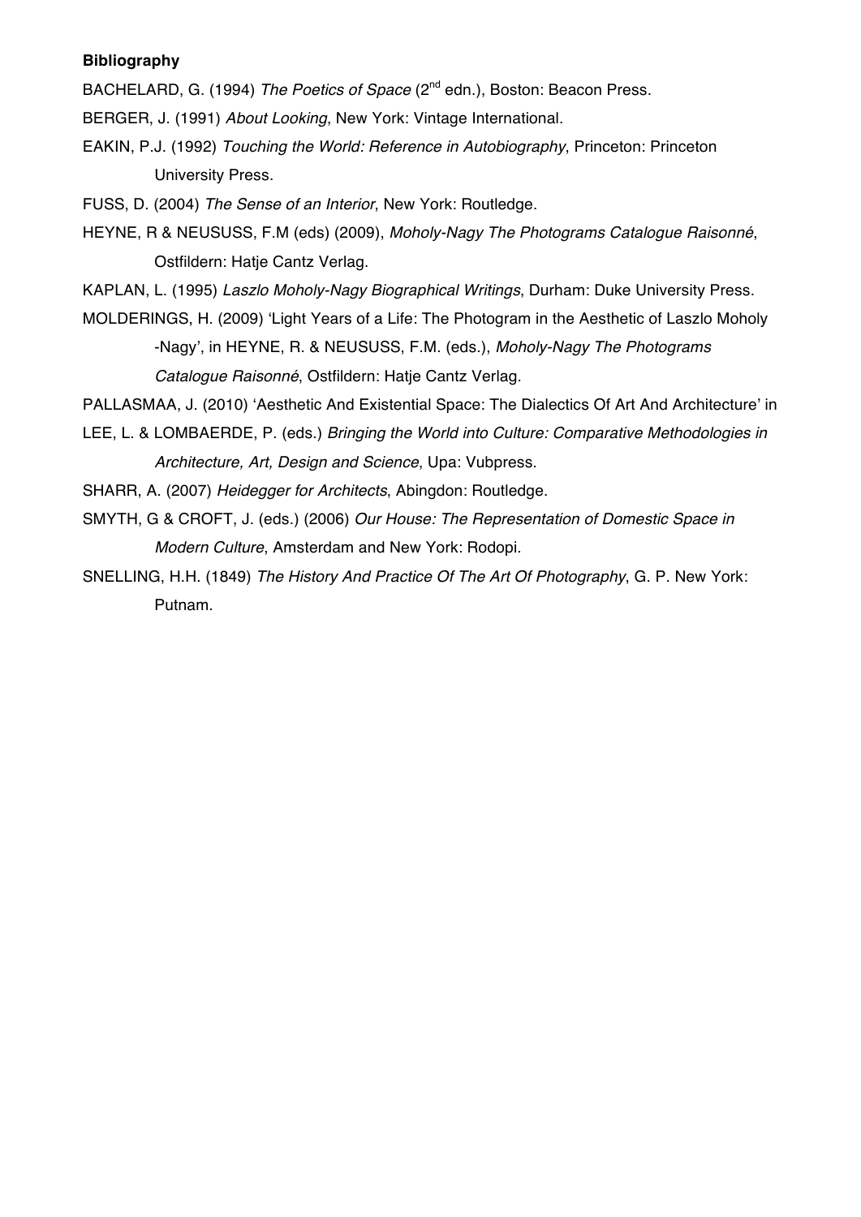**Bibliography**

BACHELARD, G. (1994) *The Poetics of Space* (2nd edn.), Boston: Beacon Press.

BERGER, J. (1991) *About Looking*, New York: Vintage International.

EAKIN, P.J. (1992) *Touching the World: Reference in Autobiography*, Princeton: Princeton University Press.

FUSS, D. (2004) *The Sense of an Interior*, New York: Routledge.

HEYNE, R & NEUSUSS, F.M (eds) (2009), *Moholy-Nagy The Photograms Catalogue Raisonné*, Ostfildern: Hatje Cantz Verlag.

KAPLAN, L. (1995) *Laszlo Moholy-Nagy Biographical Writings*, Durham: Duke University Press.

MOLDERINGS, H. (2009) 'Light Years of a Life: The Photogram in the Aesthetic of Laszlo Moholy -Nagy', in HEYNE, R. & NEUSUSS, F.M. (eds.), *Moholy-Nagy The Photograms Catalogue Raisonné*, Ostfildern: Hatje Cantz Verlag.

PALLASMAA, J. (2010) 'Aesthetic And Existential Space: The Dialectics Of Art And Architecture' in

LEE, L. & LOMBAERDE, P. (eds.) *Bringing the World into Culture: Comparative Methodologies in Architecture, Art, Design and Science*, Upa: Vubpress.

SHARR, A. (2007) *Heidegger for Architects*, Abingdon: Routledge.

SMYTH, G & CROFT, J. (eds.) (2006) *Our House: The Representation of Domestic Space in Modern Culture*, Amsterdam and New York: Rodopi.

SNELLING, H.H. (1849) *The History And Practice Of The Art Of Photography*, G. P. New York: Putnam.